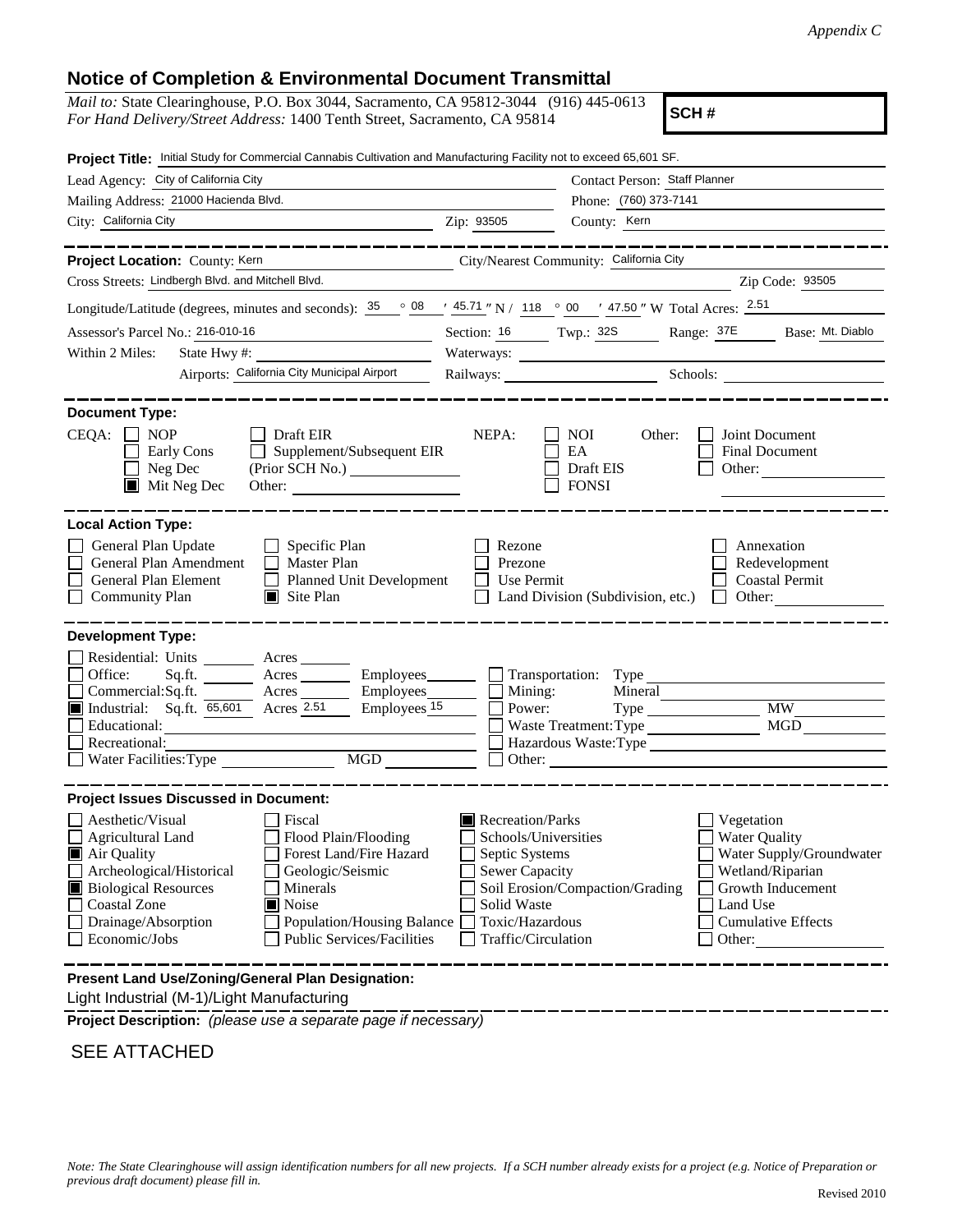*Appendix C*

# Notice of Completion & Environmental Document Transmittal

*Mail to:* State Clearinghouse, P.O. Box 3044, Sacramento, CA 95812-3044 (916) 445-0613
*For Hand Delivery/Street Address:* 1400 Tenth Street, Sacramento, CA 95814

**SCH #**

**Project Title:** Initial Study for Commercial Cannabis Cultivation and Manufacturing Facility not to exceed 65,601 SF.

Lead Agency: City of California City
Contact Person: Staff Planner
Mailing Address: 21000 Hacienda Blvd.
Phone: (760) 373-7141
City: California City
Zip: 93505
County: Kern

---

**Project Location:** County: Kern
City/Nearest Community: California City
Cross Streets: Lindbergh Blvd. and Mitchell Blvd.
Zip Code: 93505

Longitude/Latitude (degrees, minutes and seconds): 35 ° 08 ′ 45.71 ″ N / 118 ° 00 ′ 47.50 ″ W Total Acres: 2.51

Assessor's Parcel No.: 216-010-16
Section: 16 Twp.: 32S Range: 37E Base: Mt. Diablo

Within 2 Miles: State Hwy #:
Waterways:
Airports: California City Municipal Airport
Railways:
Schools:

---

**Document Type:**

CEQA: ☐ NOP ☐ Early Cons ☐ Neg Dec ■ Mit Neg Dec
☐ Draft EIR ☐ Supplement/Subsequent EIR (Prior SCH No.) Other:

NEPA: ☐ NOI ☐ EA ☐ Draft EIS ☐ FONSI

Other: ☐ Joint Document ☐ Final Document ☐ Other:

---

**Local Action Type:**

☐ General Plan Update ☐ General Plan Amendment ☐ General Plan Element ☐ Community Plan
☐ Specific Plan ☐ Master Plan ☐ Planned Unit Development ■ Site Plan
☐ Rezone ☐ Prezone ☐ Use Permit ☐ Land Division (Subdivision, etc.)
☐ Annexation ☐ Redevelopment ☐ Coastal Permit ☐ Other:

---

**Development Type:**

☐ Residential: Units Acres
☐ Office: Sq.ft. Acres Employees
☐ Commercial: Sq.ft. Acres Employees
■ Industrial: Sq.ft. 65,601 Acres 2.51 Employees 15
☐ Educational:
☐ Recreational:
☐ Water Facilities: Type MGD
☐ Transportation: Type
☐ Mining: Mineral
☐ Power: Type MW
☐ Waste Treatment: Type MGD
☐ Hazardous Waste: Type
☐ Other:

---

**Project Issues Discussed in Document:**

☐ Aesthetic/Visual
☐ Agricultural Land
■ Air Quality
☐ Archeological/Historical
■ Biological Resources
☐ Coastal Zone
☐ Drainage/Absorption
☐ Economic/Jobs
☐ Fiscal
☐ Flood Plain/Flooding
☐ Forest Land/Fire Hazard
☐ Geologic/Seismic
☐ Minerals
■ Noise
☐ Population/Housing Balance
☐ Public Services/Facilities
■ Recreation/Parks
☐ Schools/Universities
☐ Septic Systems
☐ Sewer Capacity
☐ Soil Erosion/Compaction/Grading
☐ Solid Waste
☐ Toxic/Hazardous
☐ Traffic/Circulation
☐ Vegetation
☐ Water Quality
☐ Water Supply/Groundwater
☐ Wetland/Riparian
☐ Growth Inducement
☐ Land Use
☐ Cumulative Effects
☐ Other:

---

**Present Land Use/Zoning/General Plan Designation:**

Light Industrial (M-1)/Light Manufacturing

**Project Description:** *(please use a separate page if necessary)*

SEE ATTACHED

*Note: The State Clearinghouse will assign identification numbers for all new projects. If a SCH number already exists for a project (e.g. Notice of Preparation or previous draft document) please fill in.*

Revised 2010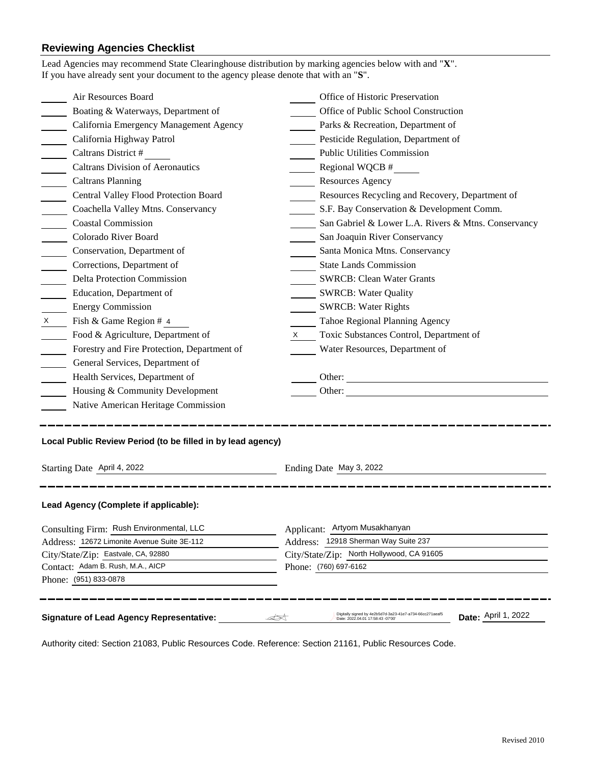## Reviewing Agencies Checklist

Lead Agencies may recommend State Clearinghouse distribution by marking agencies below with and "**X**".
If you have already sent your document to the agency please denote that with an "**S**".

| | | | |
|---|---|---|---|
| | Air Resources Board | | Office of Historic Preservation |
| | Boating & Waterways, Department of | | Office of Public School Construction |
| | California Emergency Management Agency | | Parks & Recreation, Department of |
| | California Highway Patrol | | Pesticide Regulation, Department of |
| | Caltrans District # ____ | | Public Utilities Commission |
| | Caltrans Division of Aeronautics | | Regional WQCB # ____ |
| | Caltrans Planning | | Resources Agency |
| | Central Valley Flood Protection Board | | Resources Recycling and Recovery, Department of |
| | Coachella Valley Mtns. Conservancy | | S.F. Bay Conservation & Development Comm. |
| | Coastal Commission | | San Gabriel & Lower L.A. Rivers & Mtns. Conservancy |
| | Colorado River Board | | San Joaquin River Conservancy |
| | Conservation, Department of | | Santa Monica Mtns. Conservancy |
| | Corrections, Department of | | State Lands Commission |
| | Delta Protection Commission | | SWRCB: Clean Water Grants |
| | Education, Department of | | SWRCB: Water Quality |
| | Energy Commission | | SWRCB: Water Rights |
| X | Fish & Game Region # 4 | | Tahoe Regional Planning Agency |
| | Food & Agriculture, Department of | X | Toxic Substances Control, Department of |
| | Forestry and Fire Protection, Department of | | Water Resources, Department of |
| | General Services, Department of | | |
| | Health Services, Department of | | Other: |
| | Housing & Community Development | | Other: |
| | Native American Heritage Commission | | |

---

**Local Public Review Period (to be filled in by lead agency)**

Starting Date April 4, 2022 | Ending Date May 3, 2022

---

**Lead Agency (Complete if applicable):**

Consulting Firm: Rush Environmental, LLC
Address: 12672 Limonite Avenue Suite 3E-112
City/State/Zip: Eastvale, CA, 92880
Contact: Adam B. Rush, M.A., AICP
Phone: (951) 833-0878

Applicant: Artyom Musakhanyan
Address: 12918 Sherman Way Suite 237
City/State/Zip: North Hollywood, CA 91605
Phone: (760) 697-6162

---

**Signature of Lead Agency Representative:** Digitally signed by 4e2b5d7d-3a23-41e7-a734-66cc271aeaf5 Date: 2022.04.01 17:58:43 -07'00' **Date:** April 1, 2022

Authority cited: Section 21083, Public Resources Code. Reference: Section 21161, Public Resources Code.

Revised 2010